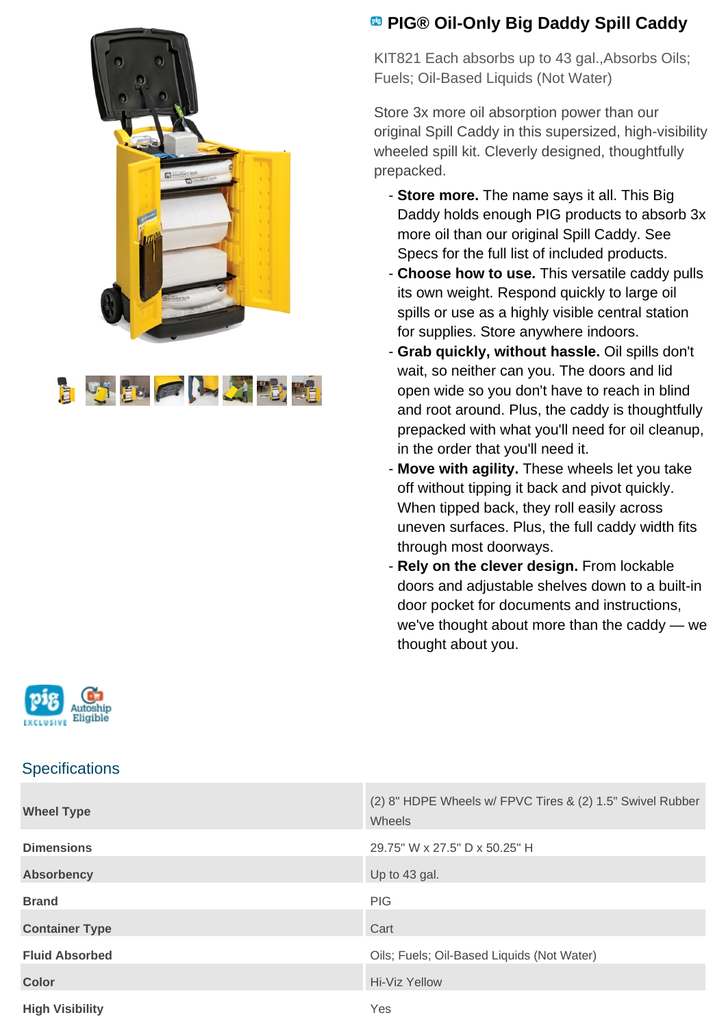# PIG® Oil-Only Big Daddy Spill Caddy

KIT821 Each absorbs up to 43 gal.,Absorbs Oils; Fuels; Oil-Based Liquids (Not Water)

Store 3x more oil absorption power than our original Spill Caddy in this supersized, high-visibility wheeled spill kit. Cleverly designed, thoughtfully prepacked.

- **Store more.** The name says it all. This Big Daddy holds enough PIG products to absorb 3x more oil than our original Spill Caddy. See Specs for the full list of included products.
- **Choose how to use.** This versatile caddy pulls its own weight. Respond quickly to large oil spills or use as a highly visible central station for supplies. Store anywhere indoors.
- **Grab quickly, without hassle.** Oil spills don't wait, so neither can you. The doors and lid open wide so you don't have to reach in blind and root around. Plus, the caddy is thoughtfully prepacked with what you'll need for oil cleanup, in the order that you'll need it.
- **Move with agility.** These wheels let you take off without tipping it back and pivot quickly. When tipped back, they roll easily across uneven surfaces. Plus, the full caddy width fits through most doorways.
- **Rely on the clever design.** From lockable doors and adjustable shelves down to a built-in door pocket for documents and instructions, we've thought about more than the caddy — we thought about you.

pig EXCLUSIVE  Autoship Eligible

## Specifications

| | |
|---|---|
| **Wheel Type** | (2) 8" HDPE Wheels w/ FPVC Tires & (2) 1.5" Swivel Rubber Wheels |
| **Dimensions** | 29.75" W x 27.5" D x 50.25" H |
| **Absorbency** | Up to 43 gal. |
| **Brand** | PIG |
| **Container Type** | Cart |
| **Fluid Absorbed** | Oils; Fuels; Oil-Based Liquids (Not Water) |
| **Color** | Hi-Viz Yellow |
| **High Visibility** | Yes |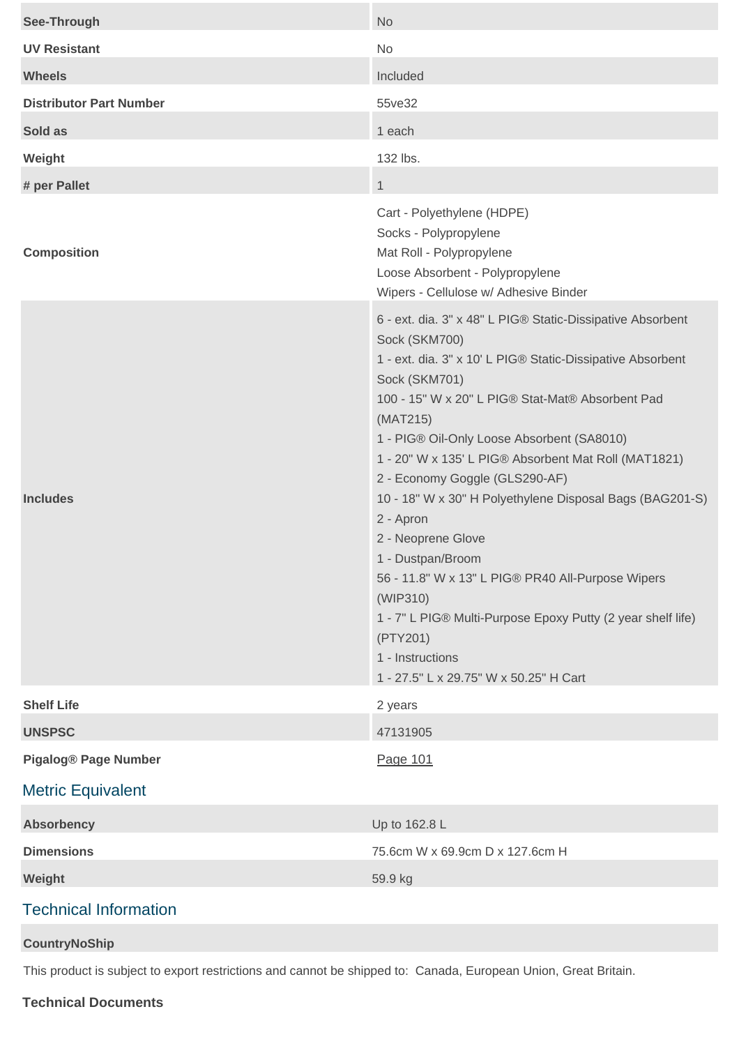| | |
|---|---|
| **See-Through** | No |
| **UV Resistant** | No |
| **Wheels** | Included |
| **Distributor Part Number** | 55ve32 |
| **Sold as** | 1 each |
| **Weight** | 132 lbs. |
| **# per Pallet** | 1 |
| **Composition** | Cart - Polyethylene (HDPE)<br>Socks - Polypropylene<br>Mat Roll - Polypropylene<br>Loose Absorbent - Polypropylene<br>Wipers - Cellulose w/ Adhesive Binder |
| **Includes** | 6 - ext. dia. 3" x 48" L PIG® Static-Dissipative Absorbent Sock (SKM700)<br>1 - ext. dia. 3" x 10' L PIG® Static-Dissipative Absorbent Sock (SKM701)<br>100 - 15" W x 20" L PIG® Stat-Mat® Absorbent Pad (MAT215)<br>1 - PIG® Oil-Only Loose Absorbent (SA8010)<br>1 - 20" W x 135' L PIG® Absorbent Mat Roll (MAT1821)<br>2 - Economy Goggle (GLS290-AF)<br>10 - 18" W x 30" H Polyethylene Disposal Bags (BAG201-S)<br>2 - Apron<br>2 - Neoprene Glove<br>1 - Dustpan/Broom<br>56 - 11.8" W x 13" L PIG® PR40 All-Purpose Wipers (WIP310)<br>1 - 7" L PIG® Multi-Purpose Epoxy Putty (2 year shelf life) (PTY201)<br>1 - Instructions<br>1 - 27.5" L x 29.75" W x 50.25" H Cart |
| **Shelf Life** | 2 years |
| **UNSPSC** | 47131905 |
| **Pigalog® Page Number** | Page 101 |

## Metric Equivalent

| | |
|---|---|
| **Absorbency** | Up to 162.8 L |
| **Dimensions** | 75.6cm W x 69.9cm D x 127.6cm H |
| **Weight** | 59.9 kg |

## Technical Information

**CountryNoShip**

This product is subject to export restrictions and cannot be shipped to: Canada, European Union, Great Britain.

**Technical Documents**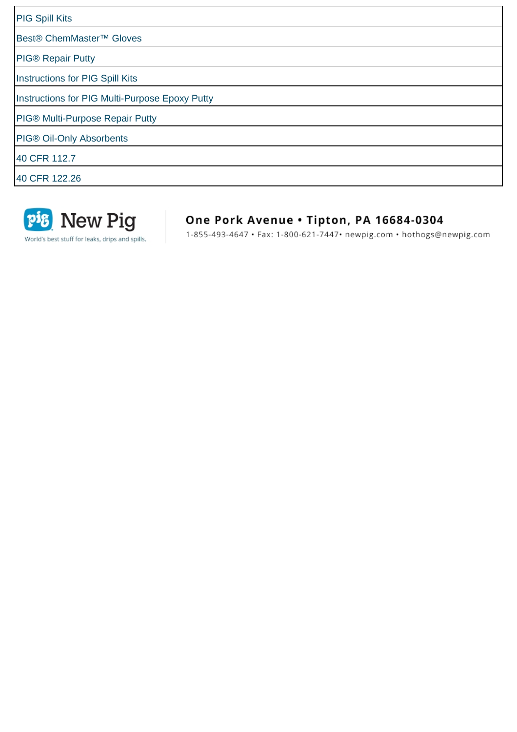| |
|---|
| PIG Spill Kits |
| Best® ChemMaster™ Gloves |
| PIG® Repair Putty |
| Instructions for PIG Spill Kits |
| Instructions for PIG Multi-Purpose Epoxy Putty |
| PIG® Multi-Purpose Repair Putty |
| PIG® Oil-Only Absorbents |
| 40 CFR 112.7 |
| 40 CFR 122.26 |

New Pig
World's best stuff for leaks, drips and spills.

One Pork Avenue • Tipton, PA 16684-0304
1-855-493-4647 • Fax: 1-800-621-7447• newpig.com • hothogs@newpig.com